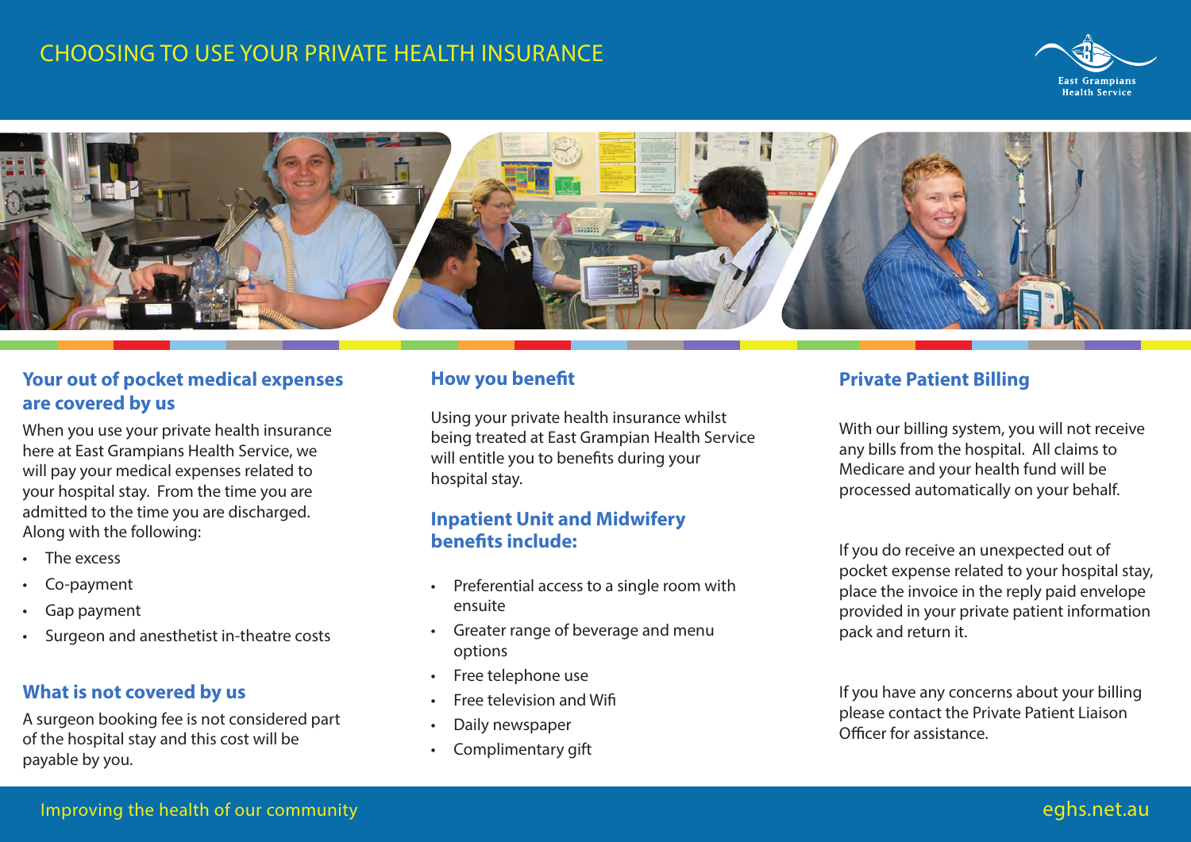# CHOOSING TO USE YOUR PRIVATE HEALTH INSURANCE

East Grampians Health Service

## Your out of pocket medical expenses are covered by us

When you use your private health insurance here at East Grampians Health Service, we will pay your medical expenses related to your hospital stay. From the time you are admitted to the time you are discharged. Along with the following:

- The excess
- Co-payment
- Gap payment
- Surgeon and anesthetist in-theatre costs

## What is not covered by us

A surgeon booking fee is not considered part of the hospital stay and this cost will be payable by you.

## How you benefit

Using your private health insurance whilst being treated at East Grampian Health Service will entitle you to benefits during your hospital stay.

## Inpatient Unit and Midwifery benefits include:

- Preferential access to a single room with ensuite
- Greater range of beverage and menu options
- Free telephone use
- Free television and Wifi
- Daily newspaper
- Complimentary gift

## Private Patient Billing

With our billing system, you will not receive any bills from the hospital. All claims to Medicare and your health fund will be processed automatically on your behalf.

If you do receive an unexpected out of pocket expense related to your hospital stay, place the invoice in the reply paid envelope provided in your private patient information pack and return it.

If you have any concerns about your billing please contact the Private Patient Liaison Officer for assistance.

Improving the health of our community

eghs.net.au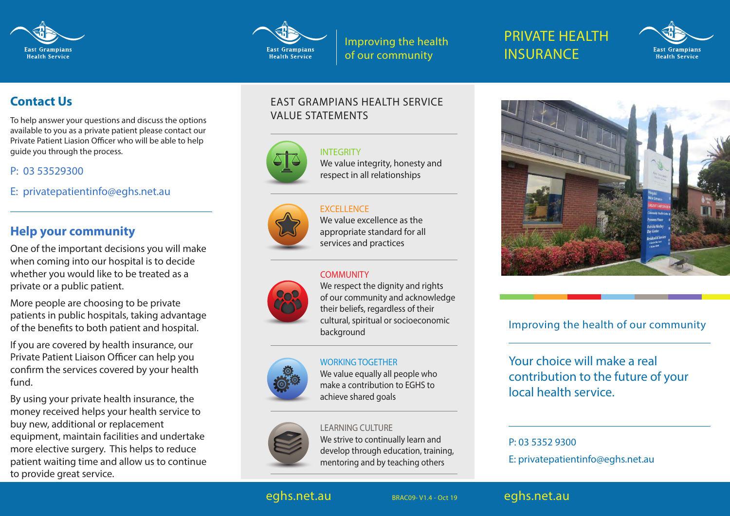East Grampians Health Service

East Grampians Health Service

Improving the health of our community

# PRIVATE HEALTH INSURANCE

East Grampians Health Service

## Contact Us

To help answer your questions and discuss the options available to you as a private patient please contact our Private Patient Liasion Officer who will be able to help guide you through the process.

P: 03 53529300

E: privatepatientinfo@eghs.net.au

## Help your community

One of the important decisions you will make when coming into our hospital is to decide whether you would like to be treated as a private or a public patient.

More people are choosing to be private patients in public hospitals, taking advantage of the benefits to both patient and hospital.

If you are covered by health insurance, our Private Patient Liaison Officer can help you confirm the services covered by your health fund.

By using your private health insurance, the money received helps your health service to buy new, additional or replacement equipment, maintain facilities and undertake more elective surgery. This helps to reduce patient waiting time and allow us to continue to provide great service.

## EAST GRAMPIANS HEALTH SERVICE VALUE STATEMENTS

**INTEGRITY**
We value integrity, honesty and respect in all relationships

**EXCELLENCE**
We value excellence as the appropriate standard for all services and practices

**COMMUNITY**
We respect the dignity and rights of our community and acknowledge their beliefs, regardless of their cultural, spiritual or socioeconomic background

**WORKING TOGETHER**
We value equally all people who make a contribution to EGHS to achieve shared goals

**LEARNING CULTURE**
We strive to continually learn and develop through education, training, mentoring and by teaching others

eghs.net.au

BRAC09- V1.4 - Oct 19

Improving the health of our community

Your choice will make a real contribution to the future of your local health service.

P: 03 5352 9300

E: privatepatientinfo@eghs.net.au

eghs.net.au